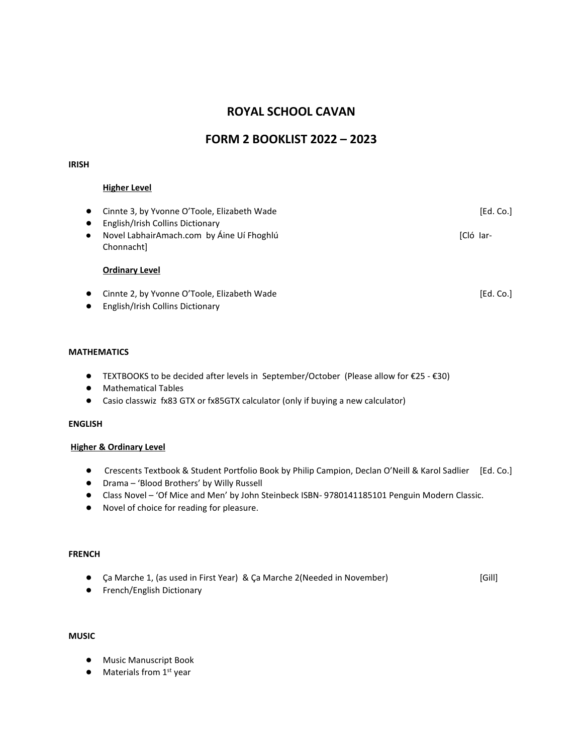# ROYAL SCHOOL CAVAN

## FORM 2 BOOKLIST 2022 – 2023

**IRISH**

**Higher Level**

- Cinnte 3, by Yvonne O'Toole, Elizabeth Wade [Ed. Co.]
- English/Irish Collins Dictionary
- Novel LabhairAmach.com by Áine Uí Fhoghlú [Cló Iar-Chonnacht]

**Ordinary Level**

- Cinnte 2, by Yvonne O'Toole, Elizabeth Wade [Ed. Co.]
- English/Irish Collins Dictionary

**MATHEMATICS**

- TEXTBOOKS to be decided after levels in September/October (Please allow for €25 - €30)
- Mathematical Tables
- Casio classwiz fx83 GTX or fx85GTX calculator (only if buying a new calculator)

**ENGLISH**

**Higher & Ordinary Level**

- Crescents Textbook & Student Portfolio Book by Philip Campion, Declan O'Neill & Karol Sadlier [Ed. Co.]
- Drama – 'Blood Brothers' by Willy Russell
- Class Novel – 'Of Mice and Men' by John Steinbeck ISBN- 9780141185101 Penguin Modern Classic.
- Novel of choice for reading for pleasure.

**FRENCH**

- Ça Marche 1, (as used in First Year) & Ça Marche 2(Needed in November) [Gill]
- French/English Dictionary

**MUSIC**

- Music Manuscript Book
- Materials from 1st year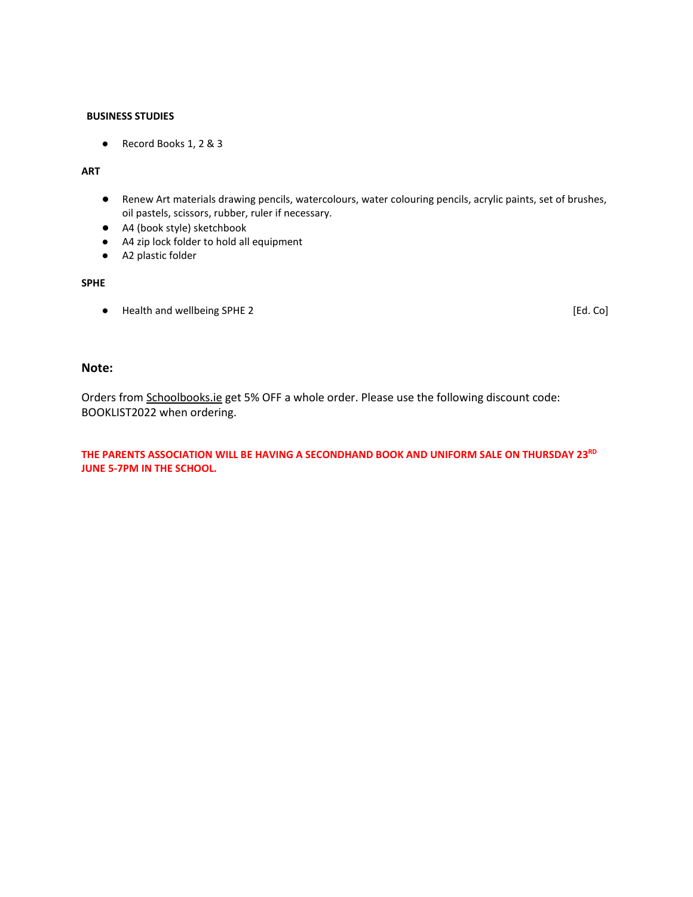**BUSINESS STUDIES**

- Record Books 1, 2 & 3

**ART**

- Renew Art materials drawing pencils, watercolours, water colouring pencils, acrylic paints, set of brushes, oil pastels, scissors, rubber, ruler if necessary.
- A4 (book style) sketchbook
- A4 zip lock folder to hold all equipment
- A2 plastic folder

**SPHE**

- Health and wellbeing SPHE 2 [Ed. Co]

## Note:

Orders from Schoolbooks.ie get 5% OFF a whole order. Please use the following discount code: BOOKLIST2022 when ordering.

**THE PARENTS ASSOCIATION WILL BE HAVING A SECONDHAND BOOK AND UNIFORM SALE ON THURSDAY 23RD JUNE 5-7PM IN THE SCHOOL.**